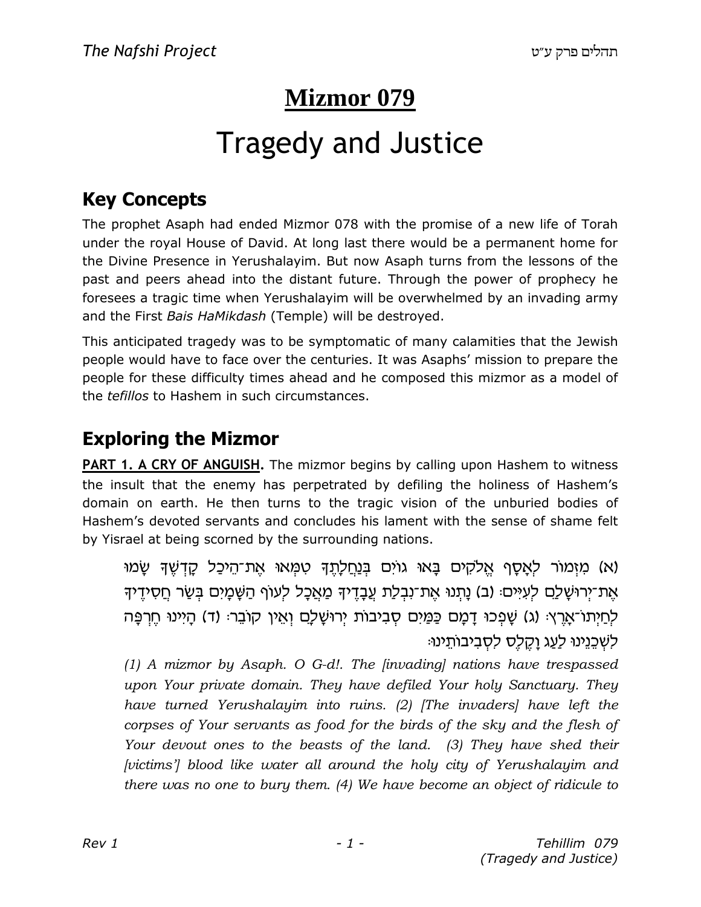# Mizmor 079

# Tragedy and Justice

## Key Concepts

The prophet Asaph had ended Mizmor 078 with the promise of a new life of Torah under the royal House of David. At long last there would be a permanent home for the Divine Presence in Yerushalayim. But now Asaph turns from the lessons of the past and peers ahead into the distant future. Through the power of prophecy he foresees a tragic time when Yerushalayim will be overwhelmed by an invading army and the First *Bais HaMikdash* (Temple) will be destroyed.

This anticipated tragedy was to be symptomatic of many calamities that the Jewish people would have to face over the centuries. It was Asaphs' mission to prepare the people for these difficulty times ahead and he composed this mizmor as a model of the *tefillos* to Hashem in such circumstances.

## Exploring the Mizmor

**PART 1. A CRY OF ANGUISH.** The mizmor begins by calling upon Hashem to witness the insult that the enemy has perpetrated by defiling the holiness of Hashem's domain on earth. He then turns to the tragic vision of the unburied bodies of Hashem's devoted servants and concludes his lament with the sense of shame felt by Yisrael at being scorned by the surrounding nations.

(א) מִזְמוֹר לְאָסָף אֱלֹקִים בָּאוּ גוֹיִם בְּנַחֲלָתֶךָ טִמְּאוּ אֶת־הֵיכַל קָדְשֶׁךָ שָׂמוּ אֶת־יְרוּשָׁלִַם לְעִיִּים׃ (ב) נָתְנוּ אֶת־נִבְלַת עֲבָדֶיךָ מַאֲכָל לְעוֹף הַשָּׁמָיִם בְּשַׂר חֲסִידֶיךָ לְחַיְתוֹ־אָרֶץ׃ (ג) שָׁפְכוּ דָמָם כַּמַּיִם סְבִיבוֹת יְרוּשָׁלָםִ וְאֵין קוֹבֵר׃ (ד) הָיִינוּ חֶרְפָּה לִשְׁכֵנֵינוּ לַעַג וָקֶלֶס לִסְבִיבוֹתֵינוּ׃

*(1) A mizmor by Asaph. O G-d!. The [invading] nations have trespassed upon Your private domain. They have defiled Your holy Sanctuary. They have turned Yerushalayim into ruins. (2) [The invaders] have left the corpses of Your servants as food for the birds of the sky and the flesh of Your devout ones to the beasts of the land. (3) They have shed their [victims'] blood like water all around the holy city of Yerushalayim and there was no one to bury them. (4) We have become an object of ridicule to*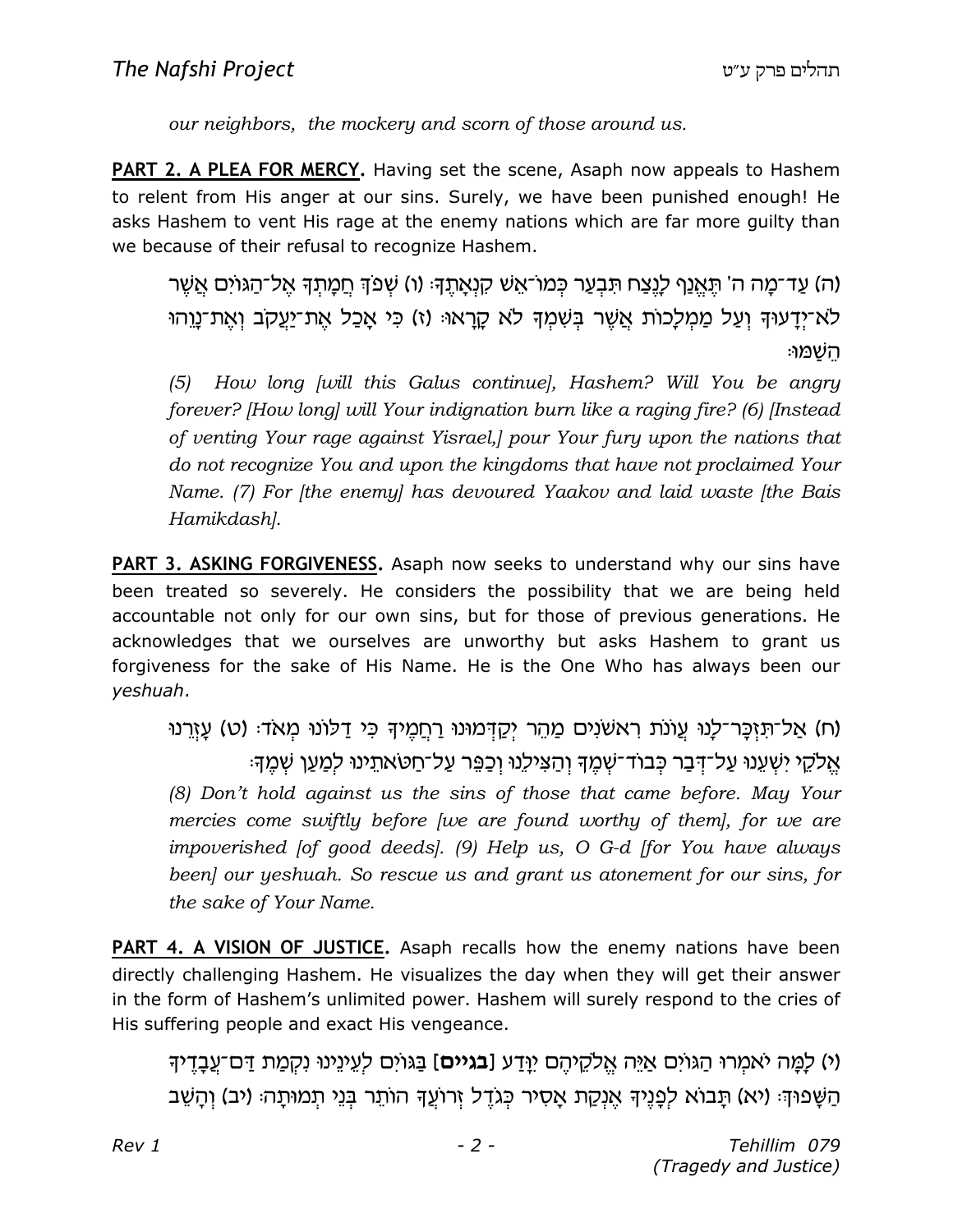*our neighbors, the mockery and scorn of those around us.*

**PART 2. A PLEA FOR MERCY.** Having set the scene, Asaph now appeals to Hashem to relent from His anger at our sins. Surely, we have been punished enough! He asks Hashem to vent His rage at the enemy nations which are far more guilty than we because of their refusal to recognize Hashem.

(ה) עַד־מָה ה' תֶּאֱנַף לָנֶצַח תִּבְעַר כְּמוֹ־אֵשׁ קִנְאָתֶךָ׃ (ו) שְׁפֹךְ חֲמָתְךָ אֶל־הַגּוֹיִם אֲשֶׁר לֹא־יְדָעוּךָ וְעַל מַמְלָכוֹת אֲשֶׁר בְּשִׁמְךָ לֹא קָרָאוּ׃ (ז) כִּי אָכַל אֶת־יַעֲקֹב וְאֶת־נָוֵהוּ הֵשַׁמּוּ׃

*(5) How long [will this Galus continue], Hashem? Will You be angry forever? [How long] will Your indignation burn like a raging fire? (6) [Instead of venting Your rage against Yisrael,] pour Your fury upon the nations that do not recognize You and upon the kingdoms that have not proclaimed Your Name. (7) For [the enemy] has devoured Yaakov and laid waste [the Bais Hamikdash].*

**PART 3. ASKING FORGIVENESS.** Asaph now seeks to understand why our sins have been treated so severely. He considers the possibility that we are being held accountable not only for our own sins, but for those of previous generations. He acknowledges that we ourselves are unworthy but asks Hashem to grant us forgiveness for the sake of His Name. He is the One Who has always been our *yeshuah*.

(ח) אַל־תִּזְכָּר־לָנוּ עֲוֹנֹת רִאשֹׁנִים מַהֵר יְקַדְּמוּנוּ רַחֲמֶיךָ כִּי דַלּוֹנוּ מְאֹד׃ (ט) עָזְרֵנוּ אֱלֹקֵי יִשְׁעֵנוּ עַל־דְּבַר כְּבוֹד־שְׁמֶךָ וְהַצִּילֵנוּ וְכַפֵּר עַל־חַטֹּאתֵינוּ לְמַעַן שְׁמֶךָ׃

*(8) Don't hold against us the sins of those that came before. May Your mercies come swiftly before [we are found worthy of them], for we are impoverished [of good deeds]. (9) Help us, O G-d [for You have always been] our yeshuah. So rescue us and grant us atonement for our sins, for the sake of Your Name.*

**PART 4. A VISION OF JUSTICE.** Asaph recalls how the enemy nations have been directly challenging Hashem. He visualizes the day when they will get their answer in the form of Hashem's unlimited power. Hashem will surely respond to the cries of His suffering people and exact His vengeance.

(י) לָמָּה יֹאמְרוּ הַגּוֹיִם אַיֵּה אֱלֹקֵיהֶם יִוָּדַע **[בגיים]** בַּגּוֹיִם לְעֵינֵינוּ נִקְמַת דַּם־עֲבָדֶיךָ הַשָּׁפוּךְ׃ (יא) תָּבוֹא לְפָנֶיךָ אֶנְקַת אָסִיר כְּגֹדֶל זְרוֹעֲךָ הוֹתֵר בְּנֵי תְמוּתָה׃ (יב) וְהָשֵׁב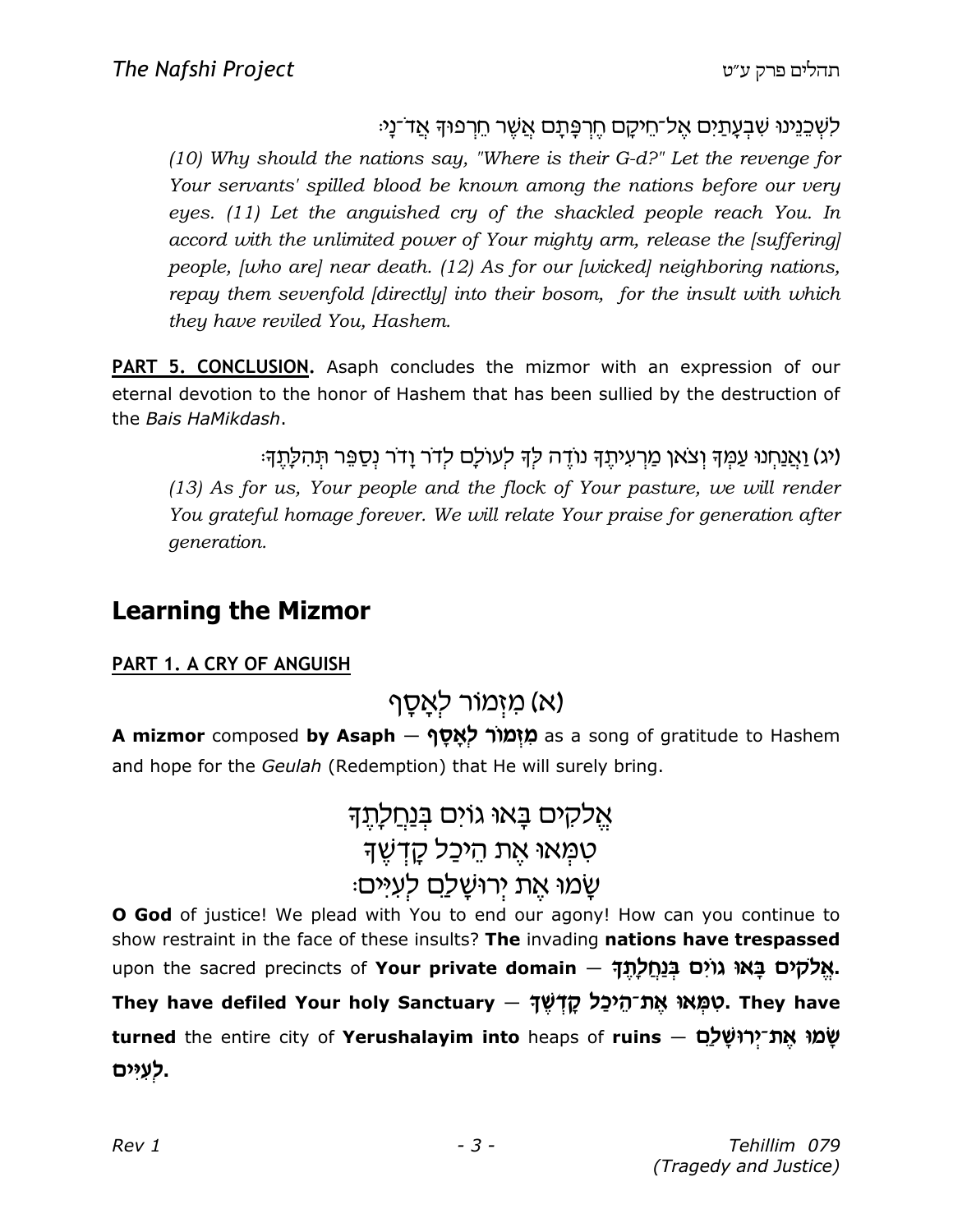לִשְׁכֵנֵינוּ שִׁבְעָתַיִם אֶל־חֵיקָם חֶרְפָּתָם אֲשֶׁר חֵרְפוּךָ אֲדֹ־נָי׃

*(10) Why should the nations say, "Where is their G-d?" Let the revenge for Your servants' spilled blood be known among the nations before our very eyes. (11) Let the anguished cry of the shackled people reach You. In accord with the unlimited power of Your mighty arm, release the [suffering] people, [who are] near death. (12) As for our [wicked] neighboring nations, repay them sevenfold [directly] into their bosom, for the insult with which they have reviled You, Hashem.*

**PART 5. CONCLUSION.** Asaph concludes the mizmor with an expression of our eternal devotion to the honor of Hashem that has been sullied by the destruction of the *Bais HaMikdash*.

(יג) וַאֲנַחְנוּ עַמְּךָ וְצֹאן מַרְעִיתֶךָ נוֹדֶה לְּךָ לְעוֹלָם לְדֹר וָדֹר נְסַפֵּר תְּהִלָּתֶךָ׃

*(13) As for us, Your people and the flock of Your pasture, we will render You grateful homage forever. We will relate Your praise for generation after generation.*

## Learning the Mizmor

**PART 1. A CRY OF ANGUISH**

(א) מִזְמוֹר לְאָסָף

**A mizmor** composed **by Asaph** — **מִזְמוֹר לְאָסָף** as a song of gratitude to Hashem and hope for the *Geulah* (Redemption) that He will surely bring.

אֱלֹקִים בָּאוּ גוֹיִם בְּנַחֲלָתֶךָ
טִמְּאוּ אֶת הֵיכַל קָדְשֶׁךָ
שָׂמוּ אֶת יְרוּשָׁלַם לְעִיִּים׃

**O God** of justice! We plead with You to end our agony! How can you continue to show restraint in the face of these insults? **The** invading **nations have trespassed** upon the sacred precincts of **Your private domain** — **אֱלֹקִים בָּאוּ גוֹיִם בְּנַחֲלָתֶךָ.** **They have defiled Your holy Sanctuary** — **טִמְּאוּ אֶת־הֵיכַל קָדְשֶׁךָ.** **They have turned** the entire city of **Yerushalayim into** heaps of **ruins** — **שָׂמוּ אֶת־יְרוּשָׁלַם לְעִיִּים.**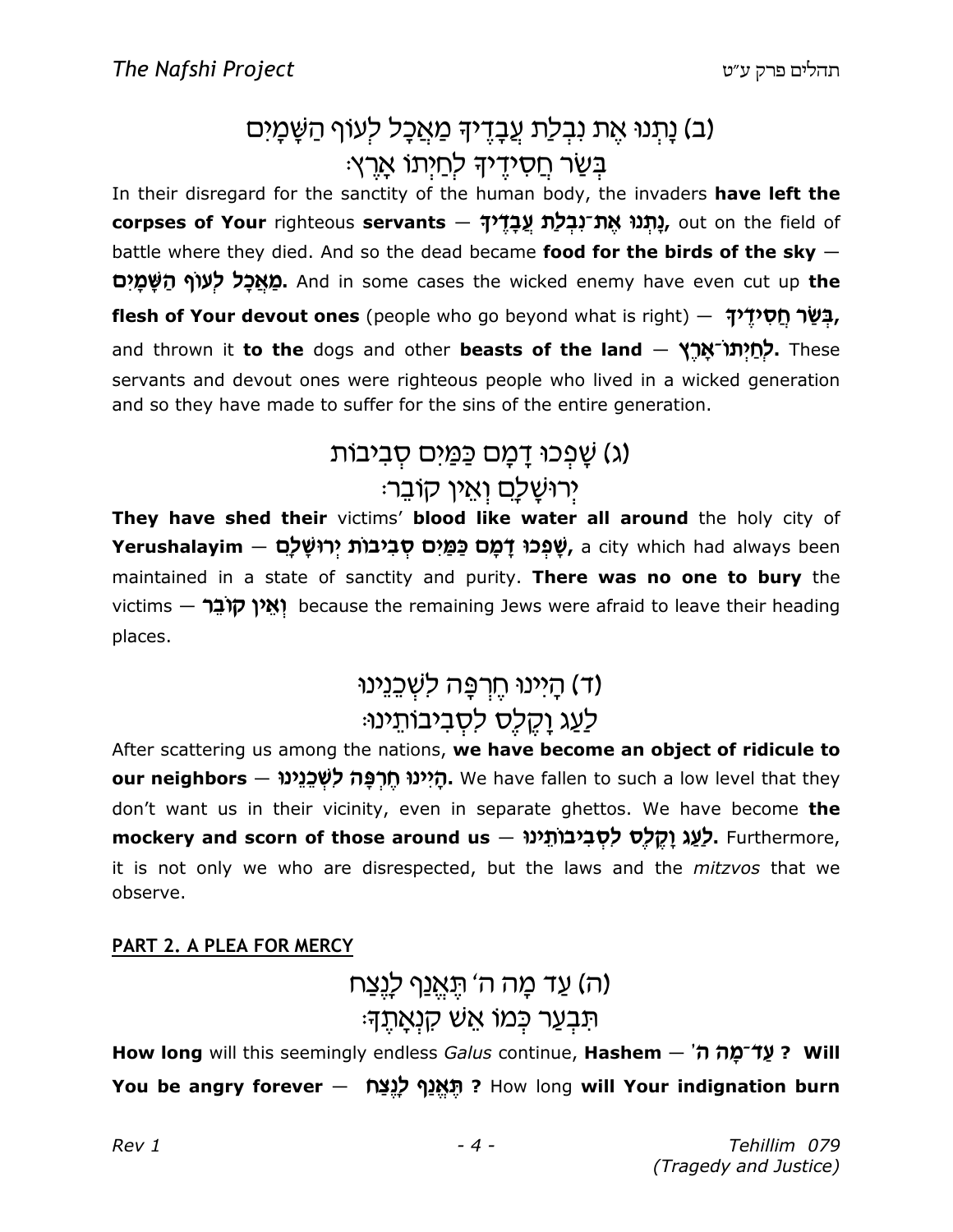(ב) נָתְנוּ אֶת נִבְלַת עֲבָדֶיךָ מַאֲכָל לְעוֹף הַשָּׁמָיִם
בְּשַׂר חֲסִידֶיךָ לְחַיְתוֹ אָרֶץ׃

In their disregard for the sanctity of the human body, the invaders **have left the corpses of Your** righteous **servants — נָתְנוּ אֶת־נִבְלַת עֲבָדֶיךָ,** out on the field of battle where they died. And so the dead became **food for the birds of the sky — מַאֲכָל לְעוֹף הַשָּׁמָיִם.** And in some cases the wicked enemy have even cut up **the flesh of Your devout ones** (people who go beyond what is right) — **בְּשַׂר חֲסִידֶיךָ,** and thrown it **to the** dogs and other **beasts of the land — לְחַיְתוֹ־אָרֶץ.** These servants and devout ones were righteous people who lived in a wicked generation and so they have made to suffer for the sins of the entire generation.

(ג) שָׁפְכוּ דָמָם כַּמַּיִם סְבִיבוֹת
יְרוּשָׁלָםִ וְאֵין קוֹבֵר׃

**They have shed their** victims' **blood like water all around** the holy city of **Yerushalayim — שָׁפְכוּ דָמָם כַּמַּיִם סְבִיבוֹת יְרוּשָׁלָםִ,** a city which had always been maintained in a state of sanctity and purity. **There was no one to bury** the victims — **וְאֵין קוֹבֵר** because the remaining Jews were afraid to leave their heading places.

(ד) הָיִינוּ חֶרְפָּה לִשְׁכֵנֵינוּ
לַעַג וָקֶלֶס לִסְבִיבוֹתֵינוּ׃

After scattering us among the nations, **we have become an object of ridicule to our neighbors — הָיִינוּ חֶרְפָּה לִשְׁכֵנֵינוּ.** We have fallen to such a low level that they don't want us in their vicinity, even in separate ghettos. We have become **the mockery and scorn of those around us — לַעַג וָקֶלֶס לִסְבִיבוֹתֵינוּ.** Furthermore, it is not only we who are disrespected, but the laws and the *mitzvos* that we observe.

## PART 2. A PLEA FOR MERCY

(ה) עַד מָה ה׳ תֶּאֱנַף לָנֶצַח
תִּבְעַר כְּמוֹ אֵשׁ קִנְאָתֶךָ׃

**How long** will this seemingly endless *Galus* continue, **Hashem — עַד־מָה ה׳ ? Will You be angry forever — תֶּאֱנַף לָנֶצַח ?** How long **will Your indignation burn**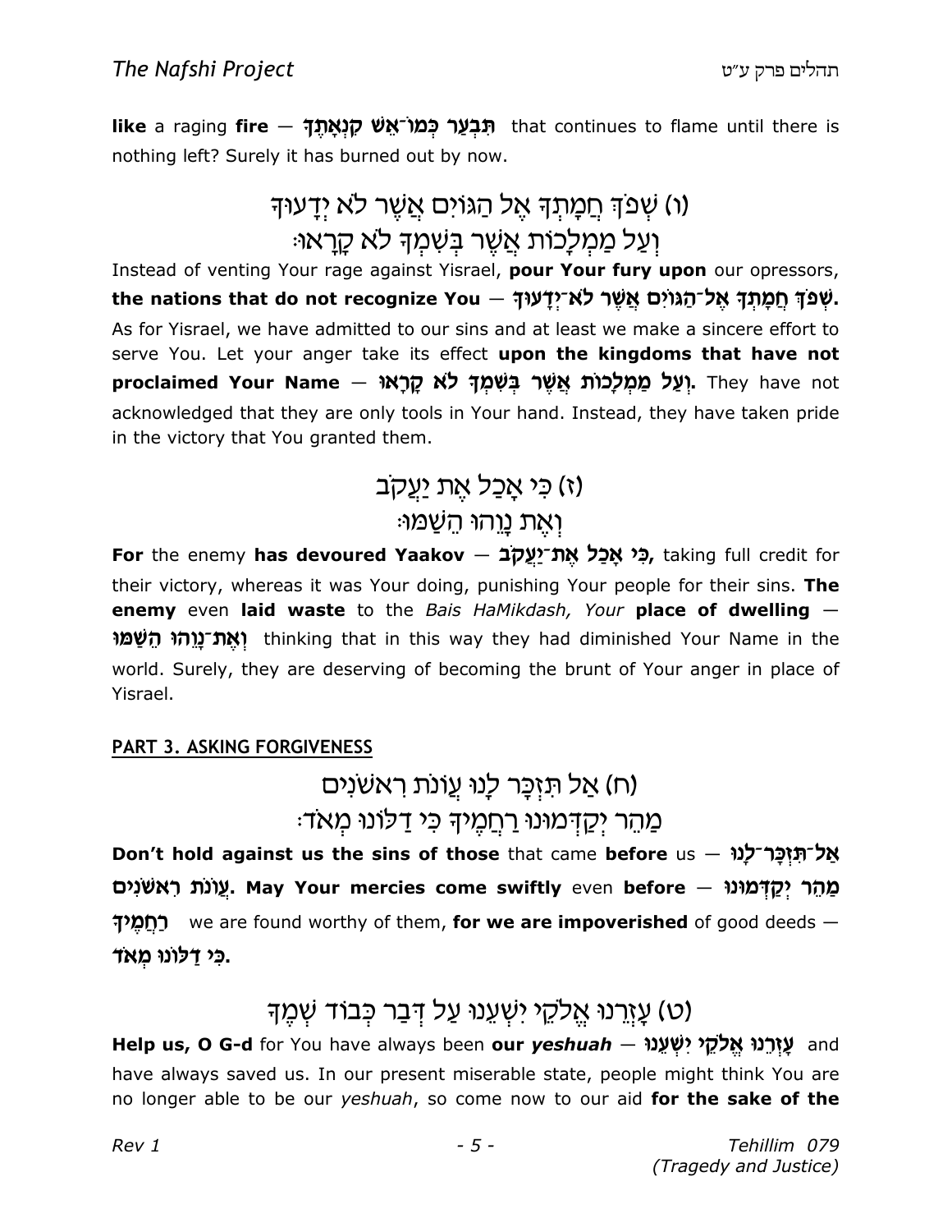**like** a raging **fire** — **תִּבְעַר כְּמוֹ־אֵשׁ קִנְאָתֶךָ** that continues to flame until there is nothing left? Surely it has burned out by now.

(ו) שְׁפֹךְ חֲמָתְךָ אֶל הַגּוֹיִם אֲשֶׁר לֹא יְדָעוּךָ
וְעַל מַמְלָכוֹת אֲשֶׁר בְּשִׁמְךָ לֹא קָרָאוּ׃

Instead of venting Your rage against Yisrael, **pour Your fury upon** our opressors, **the nations that do not recognize You — שְׁפֹךְ חֲמָתְךָ אֶל־הַגּוֹיִם אֲשֶׁר לֹא־יְדָעוּךָ.** As for Yisrael, we have admitted to our sins and at least we make a sincere effort to serve You. Let your anger take its effect **upon the kingdoms that have not proclaimed Your Name — וְעַל מַמְלָכוֹת אֲשֶׁר בְּשִׁמְךָ לֹא קָרָאוּ.** They have not acknowledged that they are only tools in Your hand. Instead, they have taken pride in the victory that You granted them.

(ז) כִּי אָכַל אֶת יַעֲקֹב
וְאֶת נָוֵהוּ הֵשַׁמּוּ׃

**For** the enemy **has devoured Yaakov — כִּי אָכַל אֶת־יַעֲקֹב,** taking full credit for their victory, whereas it was Your doing, punishing Your people for their sins. **The enemy** even **laid waste** to the *Bais HaMikdash, Your* **place of dwelling — וְאֶת־נָוֵהוּ הֵשַׁמּוּ** thinking that in this way they had diminished Your Name in the world. Surely, they are deserving of becoming the brunt of Your anger in place of Yisrael.

## PART 3. ASKING FORGIVENESS

(ח) אַל תִּזְכָּר לָנוּ עֲוֹנֹת רִאשֹׁנִים
מַהֵר יְקַדְּמוּנוּ רַחֲמֶיךָ כִּי דַלּוֹנוּ מְאֹד׃

**Don't hold against us the sins of those** that came **before** us — **אַל־תִּזְכָּר־לָנוּ עֲוֹנֹת רִאשֹׁנִים. May Your mercies come swiftly** even **before — מַהֵר יְקַדְּמוּנוּ רַחֲמֶיךָ** we are found worthy of them, **for we are impoverished** of good deeds — **כִּי דַלּוֹנוּ מְאֹד.**

(ט) עָזְרֵנוּ אֱלֹקֵי יִשְׁעֵנוּ עַל דְּבַר כְּבוֹד שְׁמֶךָ

**Help us, O G-d** for You have always been **our *yeshuah* — עָזְרֵנוּ אֱלֹקֵי יִשְׁעֵנוּ** and have always saved us. In our present miserable state, people might think You are no longer able to be our *yeshuah*, so come now to our aid **for the sake of the**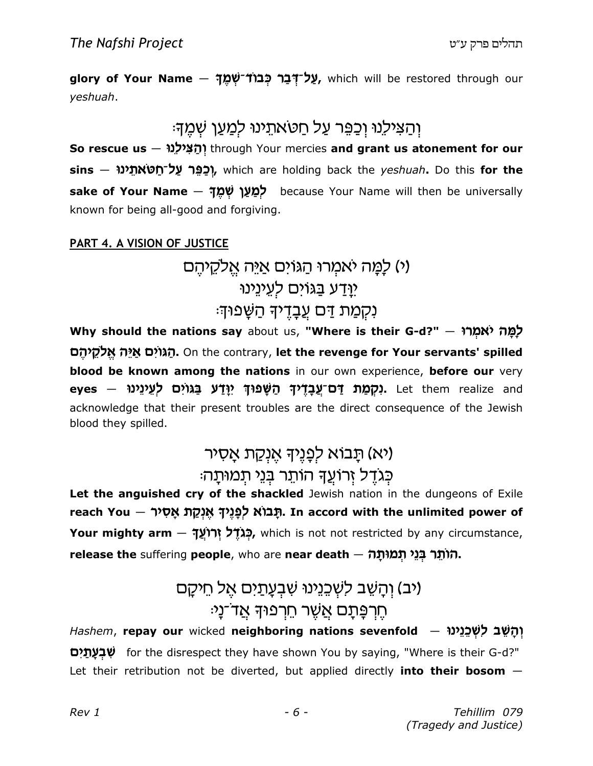**glory of Your Name** — **עַל־דְּבַר כְּבוֹד־שְׁמֶךָ**, which will be restored through our *yeshuah*.

וְהַצִּילֵנוּ וְכַפֵּר עַל חַטֹּאתֵינוּ לְמַעַן שְׁמֶךָ׃

**So rescue us** — **וְהַצִּילֵנוּ** through Your mercies **and grant us atonement for our sins** — **וְכַפֵּר עַל־חַטֹּאתֵינוּ**, which are holding back the *yeshuah*. Do this **for the sake of Your Name** — **לְמַעַן שְׁמֶךָ** because Your Name will then be universally known for being all-good and forgiving.

## PART 4. A VISION OF JUSTICE

(י) לָמָּה יֹאמְרוּ הַגּוֹיִם אַיֵּה אֱלֹקֵיהֶם
יִוָּדַע בַּגּוֹיִם לְעֵינֵינוּ
נִקְמַת דַּם עֲבָדֶיךָ הַשָּׁפוּךְ׃

**Why should the nations say** about us, **"Where is their G-d?"** — **לָמָּה יֹאמְרוּ הַגּוֹיִם אַיֵּה אֱלֹקֵיהֶם**. On the contrary, **let the revenge for Your servants' spilled blood be known among the nations** in our own experience, **before our** very **eyes** — **נִקְמַת דַּם־עֲבָדֶיךָ הַשָּׁפוּךְ יִוָּדַע בַּגּוֹיִם לְעֵינֵינוּ**. Let them realize and acknowledge that their present troubles are the direct consequence of the Jewish blood they spilled.

(יא) תָּבוֹא לְפָנֶיךָ אֶנְקַת אָסִיר
כְּגֹדֶל זְרוֹעֲךָ הוֹתֵר בְּנֵי תְמוּתָה׃

**Let the anguished cry of the shackled** Jewish nation in the dungeons of Exile **reach You** — **תָּבוֹא לְפָנֶיךָ אֶנְקַת אָסִיר**. **In accord with the unlimited power of Your mighty arm** — **כְּגֹדֶל זְרוֹעֲךָ**, which is not not restricted by any circumstance, **release the** suffering **people**, who are **near death** — **הוֹתֵר בְּנֵי תְמוּתָה**.

(יב) וְהָשֵׁב לִשְׁכֵנֵינוּ שִׁבְעָתַיִם אֶל חֵיקָם
חֶרְפָּתָם אֲשֶׁר חֵרְפוּךָ אֲד־נָי׃

*Hashem*, **repay our** wicked **neighboring nations sevenfold** — **וְהָשֵׁב לִשְׁכֵנֵינוּ שִׁבְעָתַיִם** for the disrespect they have shown You by saying, "Where is their G-d?" Let their retribution not be diverted, but applied directly **into their bosom** —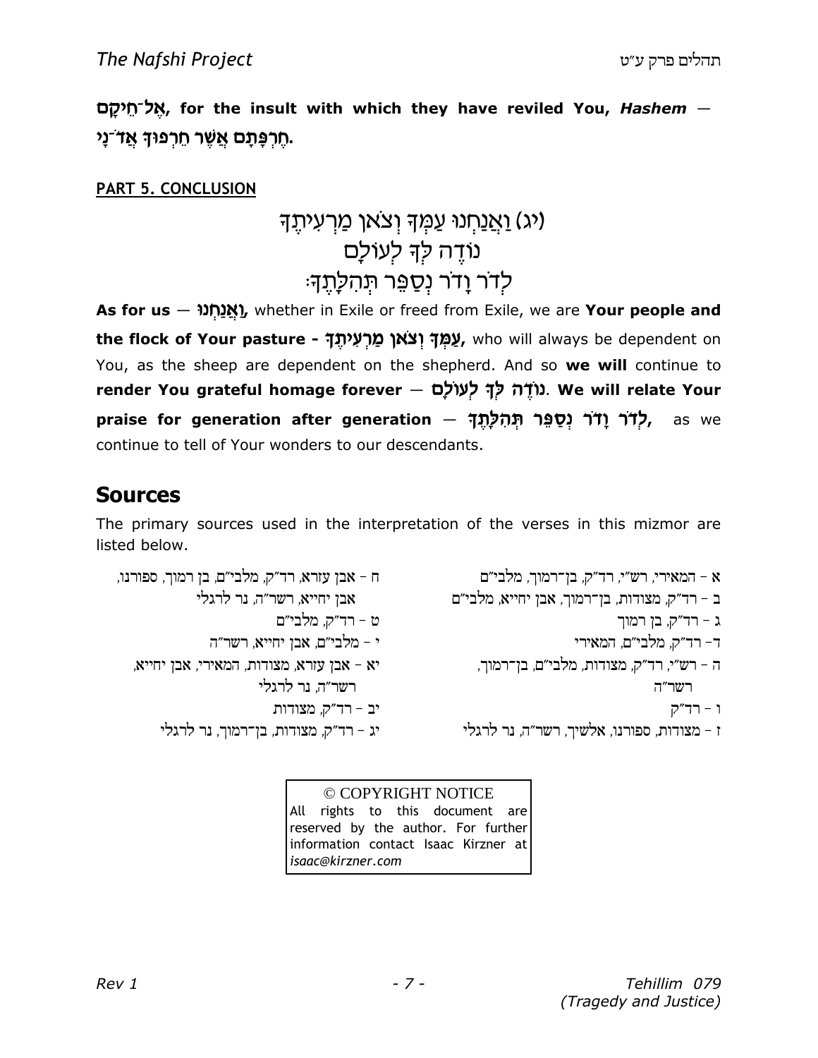**אֶל־חֵיקָם, for the insult with which they have reviled You, *Hashem* — חֶרְפָּתָם אֲשֶׁר חֵרְפוּךָ אֲד־נָי.**

**PART 5. CONCLUSION**

(יג) וַאֲנַחְנוּ עַמְּךָ וְצֹאן מַרְעִיתֶךָ
נוֹדֶה לְּךָ לְעוֹלָם
לְדֹר וָדֹר נְסַפֵּר תְּהִלָּתֶךָ׃

**As for us — וַאֲנַחְנוּ,** whether in Exile or freed from Exile, we are **Your people and the flock of Your pasture - עַמְּךָ וְצֹאן מַרְעִיתֶךָ,** who will always be dependent on You, as the sheep are dependent on the shepherd. And so **we will** continue to **render You grateful homage forever — נוֹדֶה לְּךָ לְעוֹלָם. We will relate Your praise for generation after generation — לְדֹר וָדֹר נְסַפֵּר תְּהִלָּתֶךָ,** as we continue to tell of Your wonders to our descendants.

## Sources

The primary sources used in the interpretation of the verses in this mizmor are listed below.

א – המאירי, רש״י, רד״ק, בן־רמוך, מלבי״ם
ב – רד״ק, מצודות, בן־רמוך, אבן יחייא, מלבי״ם
ג – רד״ק, בן רמוך
ד– רד״ק, מלבי״ם, המאירי
ה – רש״י, רד״ק, מצודות, מלבי״ם, בן־רמוך, רשר״ה
ו – רד״ק
ז – מצודות, ספורנו, אלשיך, רשר״ה, נר לרגלי
ח – אבן עזרא, רד״ק, מלבי״ם, בן רמוך, ספורנו, אבן יחייא, רשר״ה, נר לרגלי
ט – רד״ק, מלבי״ם
י – מלבי״ם, אבן יחייא, רשר״ה
יא – אבן עזרא, מצודות, המאירי, אבן יחייא, רשר״ה, נר לרגלי
יב – רד״ק, מצודות
יג – רד״ק, מצודות, בן־רמוך, נר לרגלי

© COPYRIGHT NOTICE
All rights to this document are reserved by the author. For further information contact Isaac Kirzner at *isaac@kirzner.com*